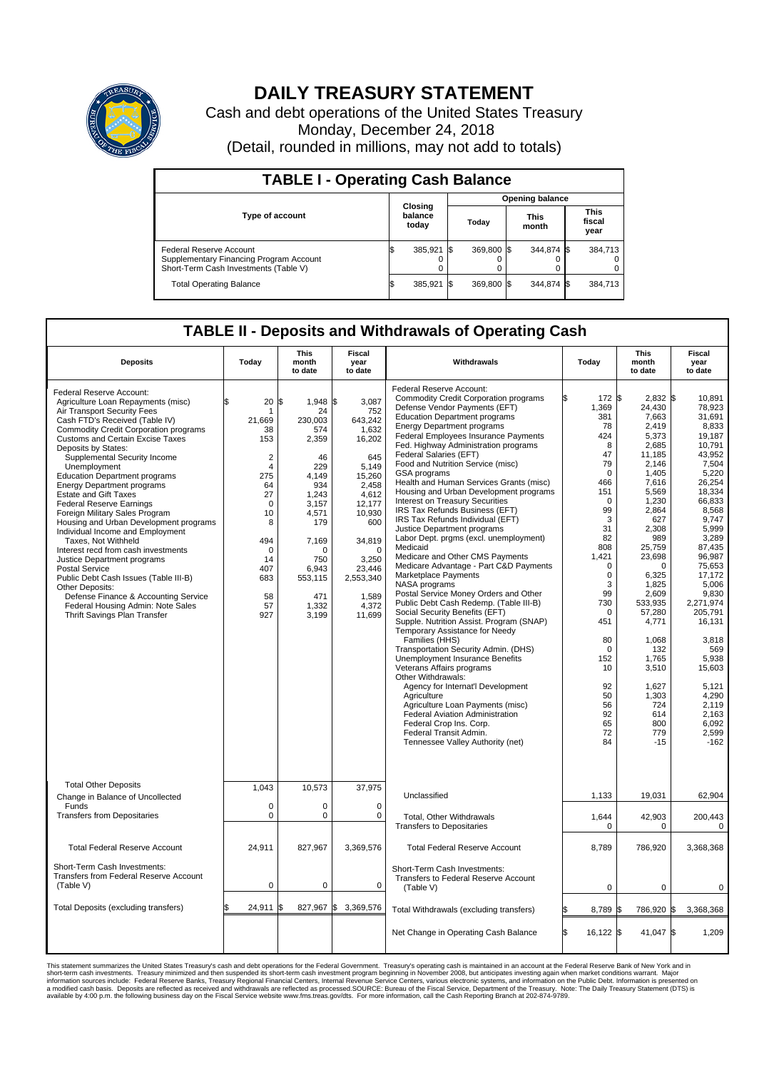# DAILY TREASURY STATEMENT

Cash and debt operations of the United States Treasury
Monday, December 24, 2018
(Detail, rounded in millions, may not add to totals)

| TABLE I - Operating Cash Balance | | | | |
|---|---|---|---|---|
| Type of account | Closing balance today | Opening balance Today | Opening balance This month | Opening balance This fiscal year |
| Federal Reserve Account | $ 385,921 | $ 369,800 | $ 344,874 | $ 384,713 |
| Supplementary Financing Program Account | 0 | 0 | 0 | 0 |
| Short-Term Cash Investments (Table V) | 0 | 0 | 0 | 0 |
| Total Operating Balance | $ 385,921 | $ 369,800 | $ 344,874 | $ 384,713 |

## TABLE II - Deposits and Withdrawals of Operating Cash

| Deposits | Today | This month to date | Fiscal year to date | Withdrawals | Today | This month to date | Fiscal year to date |
|---|---|---|---|---|---|---|---|
| Federal Reserve Account: | | | | Federal Reserve Account: | | | |
| Agriculture Loan Repayments (misc) | $ 20 | $ 1,948 | $ 3,087 | Commodity Credit Corporation programs | $ 172 | $ 2,832 | $ 10,891 |
| Air Transport Security Fees | 1 | 24 | 752 | Defense Vendor Payments (EFT) | 1,369 | 24,430 | 78,923 |
| Cash FTD's Received (Table IV) | 21,669 | 230,003 | 643,242 | Education Department programs | 381 | 7,663 | 31,691 |
| Commodity Credit Corporation programs | 38 | 574 | 1,632 | Energy Department programs | 78 | 2,419 | 8,833 |
| Customs and Certain Excise Taxes | 153 | 2,359 | 16,202 | Federal Employees Insurance Payments | 424 | 5,373 | 19,187 |
| Deposits by States: | | | | Fed. Highway Administration programs | 8 | 2,685 | 10,791 |
| Supplemental Security Income | 2 | 46 | 645 | Federal Salaries (EFT) | 47 | 11,185 | 43,952 |
| Unemployment | 4 | 229 | 5,149 | Food and Nutrition Service (misc) | 79 | 2,146 | 7,504 |
| Education Department programs | 275 | 4,149 | 15,260 | GSA programs | 0 | 1,405 | 5,220 |
| Energy Department programs | 64 | 934 | 2,458 | Health and Human Services Grants (misc) | 466 | 7,616 | 26,254 |
| Estate and Gift Taxes | 27 | 1,243 | 4,612 | Housing and Urban Development programs | 151 | 5,569 | 18,334 |
| Federal Reserve Earnings | 0 | 3,157 | 12,177 | Interest on Treasury Securities | 0 | 1,230 | 66,833 |
| Foreign Military Sales Program | 10 | 4,571 | 10,930 | IRS Tax Refunds Business (EFT) | 99 | 2,864 | 8,568 |
| Housing and Urban Development programs | 8 | 179 | 600 | IRS Tax Refunds Individual (EFT) | 3 | 627 | 9,747 |
| Individual Income and Employment | | | | Justice Department programs | 31 | 2,308 | 5,999 |
| Taxes, Not Withheld | 494 | 7,169 | 34,819 | Labor Dept. prgms (excl. unemployment) | 82 | 989 | 3,289 |
| Interest recd from cash investments | 0 | 0 | 0 | Medicaid | 808 | 25,759 | 87,435 |
| Justice Department programs | 14 | 750 | 3,250 | Medicare and Other CMS Payments | 1,421 | 23,698 | 96,987 |
| Postal Service | 407 | 6,943 | 23,446 | Medicare Advantage - Part C&D Payments | 0 | 0 | 75,653 |
| Public Debt Cash Issues (Table III-B) | 683 | 553,115 | 2,553,340 | Marketplace Payments | 0 | 6,325 | 17,172 |
| Other Deposits: | | | | NASA programs | 3 | 1,825 | 5,006 |
| Defense Finance & Accounting Service | 58 | 471 | 1,589 | Postal Service Money Orders and Other | 99 | 2,609 | 9,830 |
| Federal Housing Admin: Note Sales | 57 | 1,332 | 4,372 | Public Debt Cash Redemp. (Table III-B) | 730 | 533,935 | 2,271,974 |
| Thrift Savings Plan Transfer | 927 | 3,199 | 11,699 | Social Security Benefits (EFT) | 0 | 57,280 | 205,791 |
| | | | | Supple. Nutrition Assist. Program (SNAP) | 451 | 4,771 | 16,131 |
| | | | | Temporary Assistance for Needy Families (HHS) | 80 | 1,068 | 3,818 |
| | | | | Transportation Security Admin. (DHS) | 0 | 132 | 569 |
| | | | | Unemployment Insurance Benefits | 152 | 1,765 | 5,938 |
| | | | | Veterans Affairs programs | 10 | 3,510 | 15,603 |
| | | | | Other Withdrawals: | | | |
| | | | | Agency for Internat'l Development | 92 | 1,627 | 5,121 |
| | | | | Agriculture | 50 | 1,303 | 4,290 |
| | | | | Agriculture Loan Payments (misc) | 56 | 724 | 2,119 |
| | | | | Federal Aviation Administration | 92 | 614 | 2,163 |
| | | | | Federal Crop Ins. Corp. | 65 | 800 | 6,092 |
| | | | | Federal Transit Admin. | 72 | 779 | 2,599 |
| | | | | Tennessee Valley Authority (net) | 84 | -15 | -162 |
| Total Other Deposits | 1,043 | 10,573 | 37,975 | Unclassified | 1,133 | 19,031 | 62,904 |
| Change in Balance of Uncollected Funds | 0 | 0 | 0 | | | | |
| Transfers from Depositaries | 0 | 0 | 0 | Total, Other Withdrawals | 1,644 | 42,903 | 200,443 |
| | | | | Transfers to Depositaries | 0 | 0 | 0 |
| Total Federal Reserve Account | 24,911 | 827,967 | 3,369,576 | Total Federal Reserve Account | 8,789 | 786,920 | 3,368,368 |
| Short-Term Cash Investments: Transfers from Federal Reserve Account (Table V) | 0 | 0 | 0 | Short-Term Cash Investments: Transfers to Federal Reserve Account (Table V) | 0 | 0 | 0 |
| Total Deposits (excluding transfers) | $ 24,911 | $ 827,967 | $ 3,369,576 | Total Withdrawals (excluding transfers) | $ 8,789 | $ 786,920 | $ 3,368,368 |
| | | | | Net Change in Operating Cash Balance | $ 16,122 | $ 41,047 | $ 1,209 |

This statement summarizes the United States Treasury's cash and debt operations for the Federal Government. Treasury's operating cash is maintained in an account at the Federal Reserve Bank of New York and in short-term cash investments. Treasury minimized and then suspended its short-term cash investment program beginning in November 2008, but anticipates investing again when market conditions warrant. Major information sources include: Federal Reserve Banks, Treasury Regional Financial Centers, Internal Revenue Service Centers, various electronic systems, and information on the Public Debt. Information is presented on a modified cash basis. Deposits are reflected as received and withdrawals are reflected as processed.SOURCE: Bureau of the Fiscal Service, Department of the Treasury. Note: The Daily Treasury Statement (DTS) is available by 4:00 p.m. the following business day on the Fiscal Service website www.fms.treas.gov/dts. For more information, call the Cash Reporting Branch at 202-874-9789.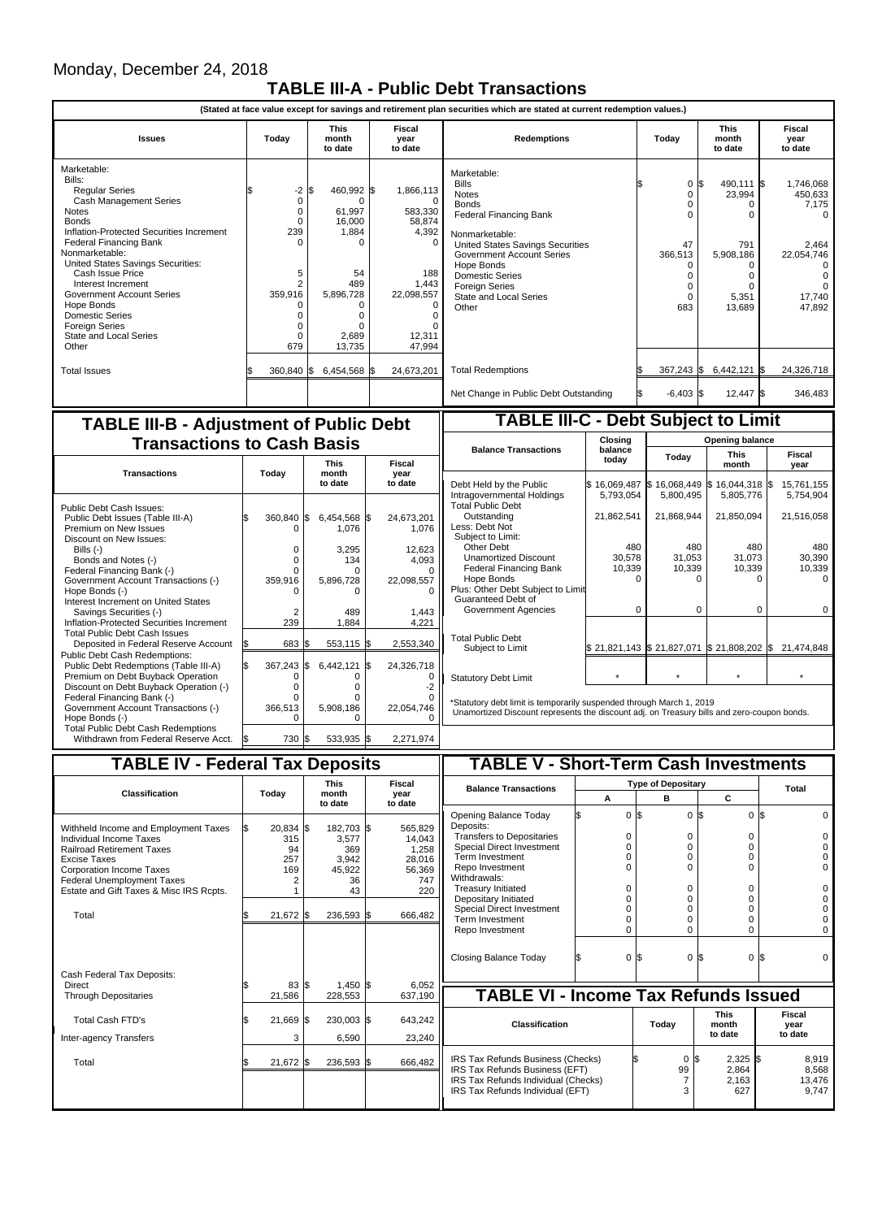Monday, December 24, 2018

# TABLE III-A - Public Debt Transactions

(Stated at face value except for savings and retirement plan securities which are stated at current redemption values.)

| Issues | Today | This month to date | Fiscal year to date | Redemptions | Today | This month to date | Fiscal year to date |
|---|---|---|---|---|---|---|---|
| Marketable: | | | | Marketable: | | | |
| Bills: | | | | Bills | $ 0 | $ 490,111 | $ 1,746,068 |
| Regular Series | $ -2 | $ 460,992 | $ 1,866,113 | Notes | 0 | 23,994 | 450,633 |
| Cash Management Series | 0 | 0 | 0 | Bonds | 0 | 0 | 7,175 |
| Notes | 0 | 61,997 | 583,330 | Federal Financing Bank | 0 | 0 | 0 |
| Bonds | 0 | 16,000 | 58,874 | | | | |
| Inflation-Protected Securities Increment | 239 | 1,884 | 4,392 | Nonmarketable: | | | |
| Federal Financing Bank | 0 | 0 | 0 | United States Savings Securities | 47 | 791 | 2,464 |
| Nonmarketable: | | | | Government Account Series | 366,513 | 5,908,186 | 22,054,746 |
| United States Savings Securities: | | | | Hope Bonds | 0 | 0 | 0 |
| Cash Issue Price | 5 | 54 | 188 | Domestic Series | 0 | 0 | 0 |
| Interest Increment | 2 | 489 | 1,443 | Foreign Series | 0 | 0 | 0 |
| Government Account Series | 359,916 | 5,896,728 | 22,098,557 | State and Local Series | 0 | 5,351 | 17,740 |
| Hope Bonds | 0 | 0 | 0 | Other | 683 | 13,689 | 47,892 |
| Domestic Series | 0 | 0 | 0 | | | | |
| Foreign Series | 0 | 0 | 0 | | | | |
| State and Local Series | 0 | 2,689 | 12,311 | | | | |
| Other | 679 | 13,735 | 47,994 | | | | |
| Total Issues | $ 360,840 | $ 6,454,568 | $ 24,673,201 | Total Redemptions | $ 367,243 | $ 6,442,121 | $ 24,326,718 |
| | | | | Net Change in Public Debt Outstanding | $ -6,403 | $ 12,447 | $ 346,483 |

# TABLE III-B - Adjustment of Public Debt Transactions to Cash Basis

| Transactions | Today | This month to date | Fiscal year to date |
|---|---|---|---|
| Public Debt Cash Issues: | | | |
| Public Debt Issues (Table III-A) | $ 360,840 | $ 6,454,568 | $ 24,673,201 |
| Premium on New Issues | 0 | 1,076 | 1,076 |
| Discount on New Issues: | | | |
| Bills (-) | 0 | 3,295 | 12,623 |
| Bonds and Notes (-) | 0 | 134 | 4,093 |
| Federal Financing Bank (-) | 0 | 0 | 0 |
| Government Account Transactions (-) | 359,916 | 5,896,728 | 22,098,557 |
| Hope Bonds (-) | 0 | 0 | 0 |
| Interest Increment on United States Savings Securities (-) | 2 | 489 | 1,443 |
| Inflation-Protected Securities Increment | 239 | 1,884 | 4,221 |
| Total Public Debt Cash Issues Deposited in Federal Reserve Account | $ 683 | $ 553,115 | $ 2,553,340 |
| Public Debt Cash Redemptions: | | | |
| Public Debt Redemptions (Table III-A) | $ 367,243 | $ 6,442,121 | $ 24,326,718 |
| Premium on Debt Buyback Operation | 0 | 0 | 0 |
| Discount on Debt Buyback Operation (-) | 0 | 0 | -2 |
| Federal Financing Bank (-) | 0 | 0 | 0 |
| Government Account Transactions (-) | 366,513 | 5,908,186 | 22,054,746 |
| Hope Bonds (-) | 0 | 0 | 0 |
| Total Public Debt Cash Redemptions Withdrawn from Federal Reserve Acct. | $ 730 | $ 533,935 | $ 2,271,974 |

# TABLE III-C - Debt Subject to Limit

| Balance Transactions | Closing balance today | Opening balance Today | Opening balance This month | Opening balance Fiscal year |
|---|---|---|---|---|
| Debt Held by the Public | $ 16,069,487 | $ 16,068,449 | $ 16,044,318 | $ 15,761,155 |
| Intragovernmental Holdings | 5,793,054 | 5,800,495 | 5,805,776 | 5,754,904 |
| Total Public Debt Outstanding | 21,862,541 | 21,868,944 | 21,850,094 | 21,516,058 |
| Less: Debt Not Subject to Limit: | | | | |
| Other Debt | 480 | 480 | 480 | 480 |
| Unamortized Discount | 30,578 | 31,053 | 31,073 | 30,390 |
| Federal Financing Bank | 10,339 | 10,339 | 10,339 | 10,339 |
| Hope Bonds | 0 | 0 | 0 | 0 |
| Plus: Other Debt Subject to Limit | | | | |
| Guaranteed Debt of Government Agencies | 0 | 0 | 0 | 0 |
| Total Public Debt Subject to Limit | $ 21,821,143 | $ 21,827,071 | $ 21,808,202 | $ 21,474,848 |
| Statutory Debt Limit | * | * | * | * |

*Statutory debt limit is temporarily suspended through March 1, 2019
Unamortized Discount represents the discount adj. on Treasury bills and zero-coupon bonds.

# TABLE IV - Federal Tax Deposits

| Classification | Today | This month to date | Fiscal year to date |
|---|---|---|---|
| Withheld Income and Employment Taxes | $ 20,834 | $ 182,703 | $ 565,829 |
| Individual Income Taxes | 315 | 3,577 | 14,043 |
| Railroad Retirement Taxes | 94 | 369 | 1,258 |
| Excise Taxes | 257 | 3,942 | 28,016 |
| Corporation Income Taxes | 169 | 45,922 | 56,369 |
| Federal Unemployment Taxes | 2 | 36 | 747 |
| Estate and Gift Taxes & Misc IRS Rcpts. | 1 | 43 | 220 |
| Total | $ 21,672 | $ 236,593 | $ 666,482 |
| Cash Federal Tax Deposits: | | | |
| Direct | $ 83 | $ 1,450 | $ 6,052 |
| Through Depositaries | 21,586 | 228,553 | 637,190 |
| Total Cash FTD's | $ 21,669 | $ 230,003 | $ 643,242 |
| Inter-agency Transfers | 3 | 6,590 | 23,240 |
| Total | $ 21,672 | $ 236,593 | $ 666,482 |

# TABLE V - Short-Term Cash Investments

| Balance Transactions | Type of Depositary A | Type of Depositary B | Type of Depositary C | Total |
|---|---|---|---|---|
| Opening Balance Today | $ 0 | $ 0 | $ 0 | $ 0 |
| Deposits: | | | | |
| Transfers to Depositaries | 0 | 0 | 0 | 0 |
| Special Direct Investment | 0 | 0 | 0 | 0 |
| Term Investment | 0 | 0 | 0 | 0 |
| Repo Investment | 0 | 0 | 0 | 0 |
| Withdrawals: | | | | |
| Treasury Initiated | 0 | 0 | 0 | 0 |
| Depositary Initiated | 0 | 0 | 0 | 0 |
| Special Direct Investment | 0 | 0 | 0 | 0 |
| Term Investment | 0 | 0 | 0 | 0 |
| Repo Investment | 0 | 0 | 0 | 0 |
| Closing Balance Today | $ 0 | $ 0 | $ 0 | $ 0 |

# TABLE VI - Income Tax Refunds Issued

| Classification | Today | This month to date | Fiscal year to date |
|---|---|---|---|
| IRS Tax Refunds Business (Checks) | $ 0 | $ 2,325 | $ 8,919 |
| IRS Tax Refunds Business (EFT) | 99 | 2,864 | 8,568 |
| IRS Tax Refunds Individual (Checks) | 7 | 2,163 | 13,476 |
| IRS Tax Refunds Individual (EFT) | 3 | 627 | 9,747 |